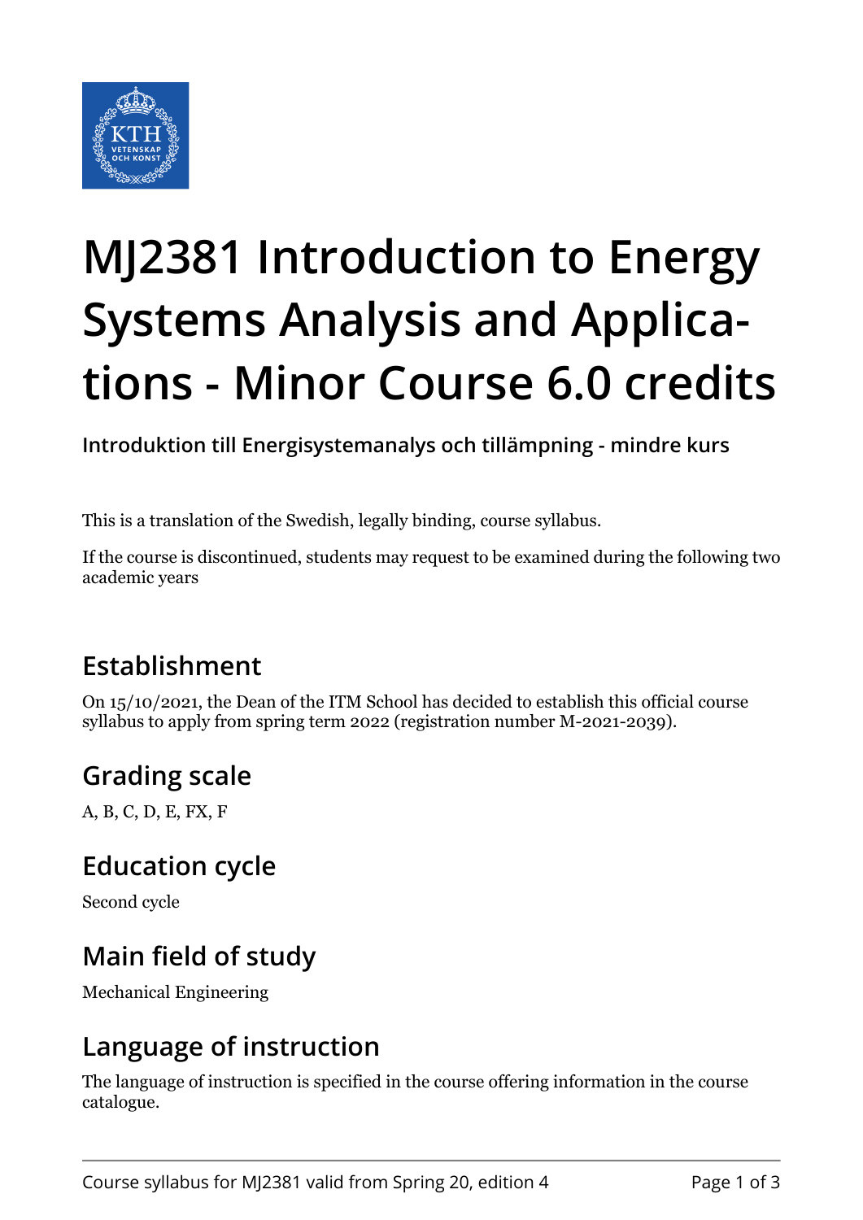# MJ2381 Introduction to Energy Systems Analysis and Applications - Minor Course 6.0 credits

**Introduktion till Energisystemanalys och tillämpning - mindre kurs**

This is a translation of the Swedish, legally binding, course syllabus.

If the course is discontinued, students may request to be examined during the following two academic years

## Establishment

On 15/10/2021, the Dean of the ITM School has decided to establish this official course syllabus to apply from spring term 2022 (registration number M-2021-2039).

## Grading scale

A, B, C, D, E, FX, F

## Education cycle

Second cycle

## Main field of study

Mechanical Engineering

## Language of instruction

The language of instruction is specified in the course offering information in the course catalogue.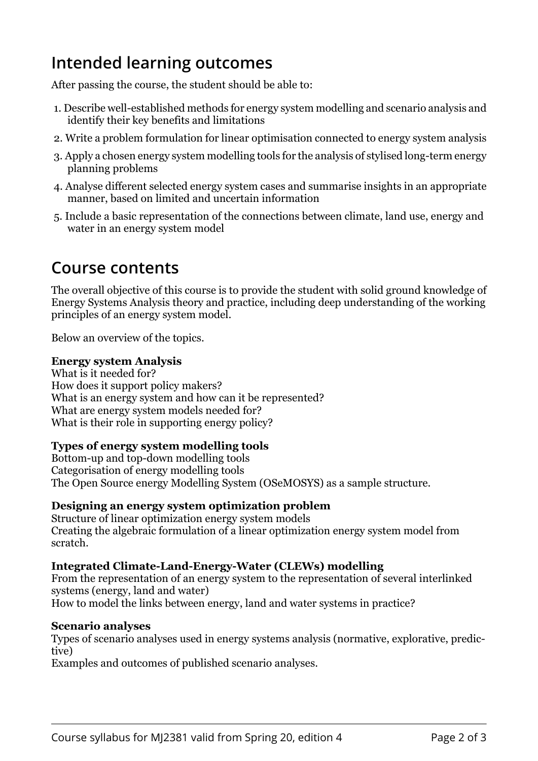## Intended learning outcomes

After passing the course, the student should be able to:

1. Describe well-established methods for energy system modelling and scenario analysis and identify their key benefits and limitations
2. Write a problem formulation for linear optimisation connected to energy system analysis
3. Apply a chosen energy system modelling tools for the analysis of stylised long-term energy planning problems
4. Analyse different selected energy system cases and summarise insights in an appropriate manner, based on limited and uncertain information
5. Include a basic representation of the connections between climate, land use, energy and water in an energy system model

## Course contents

The overall objective of this course is to provide the student with solid ground knowledge of Energy Systems Analysis theory and practice, including deep understanding of the working principles of an energy system model.

Below an overview of the topics.

**Energy system Analysis**
What is it needed for?
How does it support policy makers?
What is an energy system and how can it be represented?
What are energy system models needed for?
What is their role in supporting energy policy?

**Types of energy system modelling tools**
Bottom-up and top-down modelling tools
Categorisation of energy modelling tools
The Open Source energy Modelling System (OSeMOSYS) as a sample structure.

**Designing an energy system optimization problem**
Structure of linear optimization energy system models
Creating the algebraic formulation of a linear optimization energy system model from scratch.

**Integrated Climate-Land-Energy-Water (CLEWs) modelling**
From the representation of an energy system to the representation of several interlinked systems (energy, land and water)
How to model the links between energy, land and water systems in practice?

**Scenario analyses**
Types of scenario analyses used in energy systems analysis (normative, explorative, predictive)
Examples and outcomes of published scenario analyses.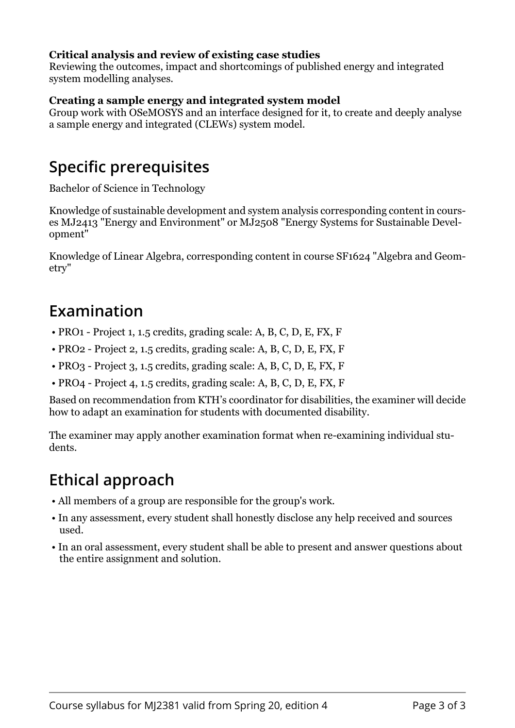**Critical analysis and review of existing case studies**
Reviewing the outcomes, impact and shortcomings of published energy and integrated system modelling analyses.

**Creating a sample energy and integrated system model**
Group work with OSeMOSYS and an interface designed for it, to create and deeply analyse a sample energy and integrated (CLEWs) system model.

## Specific prerequisites

Bachelor of Science in Technology

Knowledge of sustainable development and system analysis corresponding content in courses MJ2413 "Energy and Environment" or MJ2508 "Energy Systems for Sustainable Development"

Knowledge of Linear Algebra, corresponding content in course SF1624 "Algebra and Geometry"

## Examination

- PRO1 - Project 1, 1.5 credits, grading scale: A, B, C, D, E, FX, F
- PRO2 - Project 2, 1.5 credits, grading scale: A, B, C, D, E, FX, F
- PRO3 - Project 3, 1.5 credits, grading scale: A, B, C, D, E, FX, F
- PRO4 - Project 4, 1.5 credits, grading scale: A, B, C, D, E, FX, F

Based on recommendation from KTH's coordinator for disabilities, the examiner will decide how to adapt an examination for students with documented disability.

The examiner may apply another examination format when re-examining individual students.

## Ethical approach

- All members of a group are responsible for the group's work.
- In any assessment, every student shall honestly disclose any help received and sources used.
- In an oral assessment, every student shall be able to present and answer questions about the entire assignment and solution.